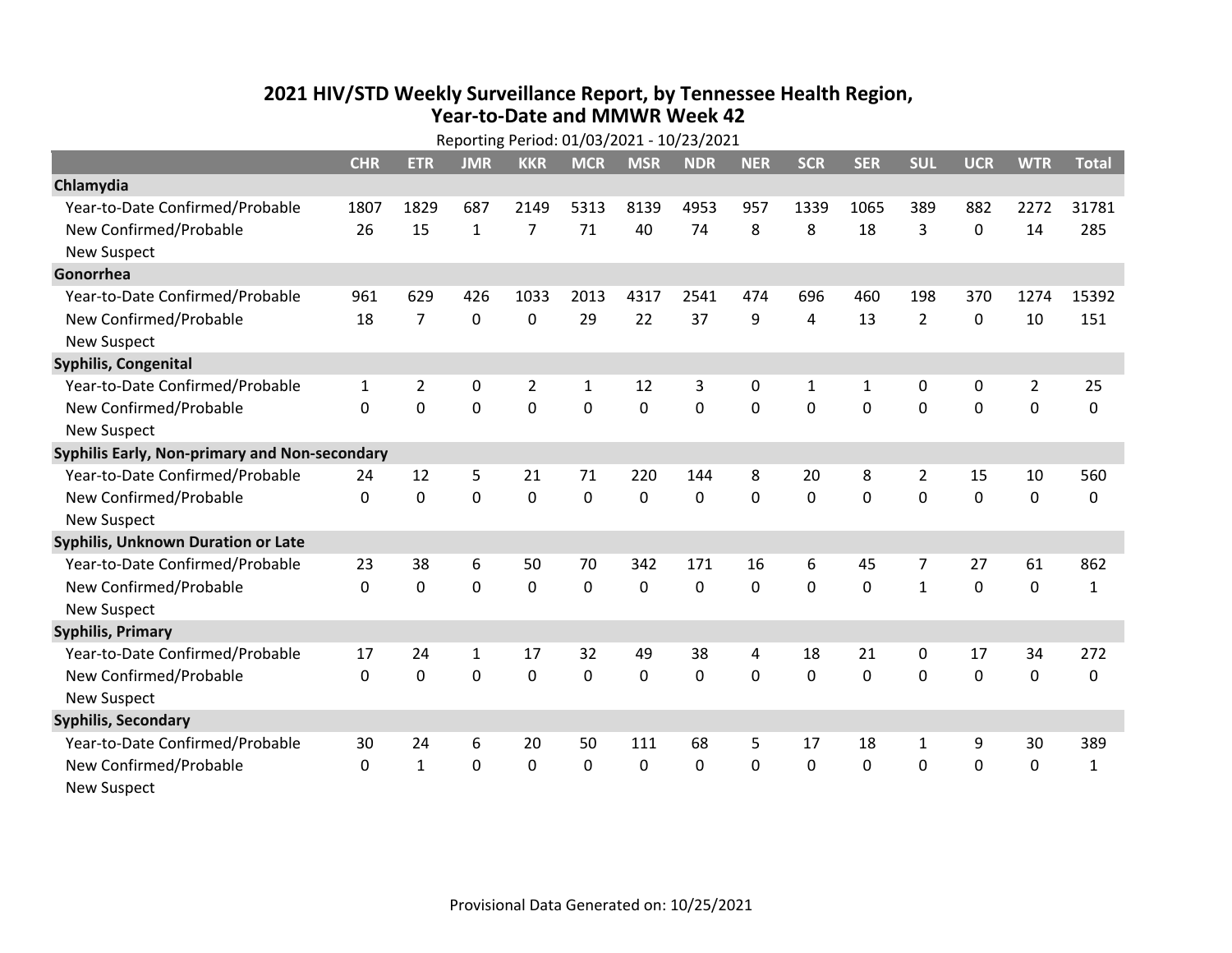# 2021 HIV/STD Weekly Surveillance Report, by Tennessee Health Region, Year-to-Date and MMWR Week 42

Reporting Period: 01/03/2021 - 10/23/2021

| | CHR | ETR | JMR | KKR | MCR | MSR | NDR | NER | SCR | SER | SUL | UCR | WTR | Total |
|---|---|---|---|---|---|---|---|---|---|---|---|---|---|---|
| **Chlamydia** | | | | | | | | | | | | | | |
| Year-to-Date Confirmed/Probable | 1807 | 1829 | 687 | 2149 | 5313 | 8139 | 4953 | 957 | 1339 | 1065 | 389 | 882 | 2272 | 31781 |
| New Confirmed/Probable | 26 | 15 | 1 | 7 | 71 | 40 | 74 | 8 | 8 | 18 | 3 | 0 | 14 | 285 |
| New Suspect | | | | | | | | | | | | | | |
| **Gonorrhea** | | | | | | | | | | | | | | |
| Year-to-Date Confirmed/Probable | 961 | 629 | 426 | 1033 | 2013 | 4317 | 2541 | 474 | 696 | 460 | 198 | 370 | 1274 | 15392 |
| New Confirmed/Probable | 18 | 7 | 0 | 0 | 29 | 22 | 37 | 9 | 4 | 13 | 2 | 0 | 10 | 151 |
| New Suspect | | | | | | | | | | | | | | |
| **Syphilis, Congenital** | | | | | | | | | | | | | | |
| Year-to-Date Confirmed/Probable | 1 | 2 | 0 | 2 | 1 | 12 | 3 | 0 | 1 | 1 | 0 | 0 | 2 | 25 |
| New Confirmed/Probable | 0 | 0 | 0 | 0 | 0 | 0 | 0 | 0 | 0 | 0 | 0 | 0 | 0 | 0 |
| New Suspect | | | | | | | | | | | | | | |
| **Syphilis Early, Non-primary and Non-secondary** | | | | | | | | | | | | | | |
| Year-to-Date Confirmed/Probable | 24 | 12 | 5 | 21 | 71 | 220 | 144 | 8 | 20 | 8 | 2 | 15 | 10 | 560 |
| New Confirmed/Probable | 0 | 0 | 0 | 0 | 0 | 0 | 0 | 0 | 0 | 0 | 0 | 0 | 0 | 0 |
| New Suspect | | | | | | | | | | | | | | |
| **Syphilis, Unknown Duration or Late** | | | | | | | | | | | | | | |
| Year-to-Date Confirmed/Probable | 23 | 38 | 6 | 50 | 70 | 342 | 171 | 16 | 6 | 45 | 7 | 27 | 61 | 862 |
| New Confirmed/Probable | 0 | 0 | 0 | 0 | 0 | 0 | 0 | 0 | 0 | 0 | 1 | 0 | 0 | 1 |
| New Suspect | | | | | | | | | | | | | | |
| **Syphilis, Primary** | | | | | | | | | | | | | | |
| Year-to-Date Confirmed/Probable | 17 | 24 | 1 | 17 | 32 | 49 | 38 | 4 | 18 | 21 | 0 | 17 | 34 | 272 |
| New Confirmed/Probable | 0 | 0 | 0 | 0 | 0 | 0 | 0 | 0 | 0 | 0 | 0 | 0 | 0 | 0 |
| New Suspect | | | | | | | | | | | | | | |
| **Syphilis, Secondary** | | | | | | | | | | | | | | |
| Year-to-Date Confirmed/Probable | 30 | 24 | 6 | 20 | 50 | 111 | 68 | 5 | 17 | 18 | 1 | 9 | 30 | 389 |
| New Confirmed/Probable | 0 | 1 | 0 | 0 | 0 | 0 | 0 | 0 | 0 | 0 | 0 | 0 | 0 | 1 |
| New Suspect | | | | | | | | | | | | | | |

Provisional Data Generated on: 10/25/2021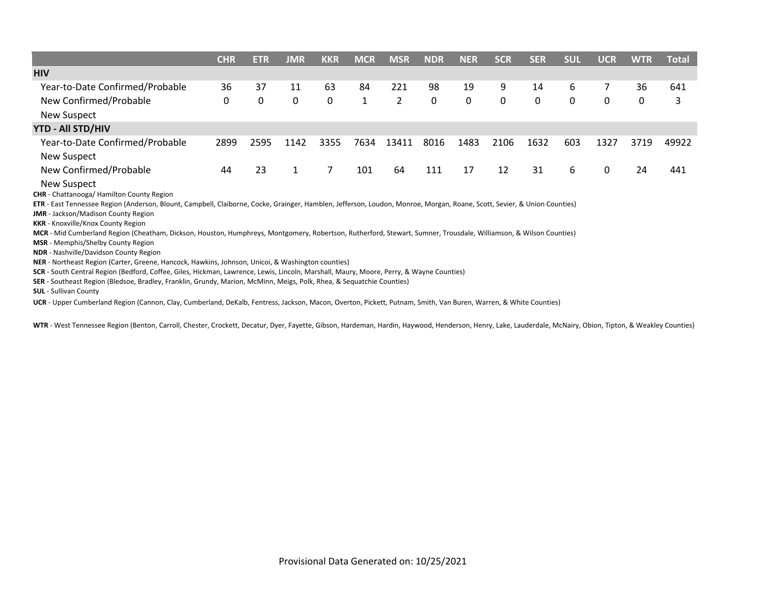| | CHR | ETR | JMR | KKR | MCR | MSR | NDR | NER | SCR | SER | SUL | UCR | WTR | Total |
|---|---|---|---|---|---|---|---|---|---|---|---|---|---|---|
| **HIV** | | | | | | | | | | | | | | |
| Year-to-Date Confirmed/Probable | 36 | 37 | 11 | 63 | 84 | 221 | 98 | 19 | 9 | 14 | 6 | 7 | 36 | 641 |
| New Confirmed/Probable | 0 | 0 | 0 | 0 | 1 | 2 | 0 | 0 | 0 | 0 | 0 | 0 | 0 | 3 |
| New Suspect | | | | | | | | | | | | | | |
| **YTD - All STD/HIV** | | | | | | | | | | | | | | |
| Year-to-Date Confirmed/Probable | 2899 | 2595 | 1142 | 3355 | 7634 | 13411 | 8016 | 1483 | 2106 | 1632 | 603 | 1327 | 3719 | 49922 |
| New Suspect | | | | | | | | | | | | | | |
| New Confirmed/Probable | 44 | 23 | 1 | 7 | 101 | 64 | 111 | 17 | 12 | 31 | 6 | 0 | 24 | 441 |
| New Suspect | | | | | | | | | | | | | | |

**CHR** - Chattanooga/ Hamilton County Region

**ETR** - East Tennessee Region (Anderson, Blount, Campbell, Claiborne, Cocke, Grainger, Hamblen, Jefferson, Loudon, Monroe, Morgan, Roane, Scott, Sevier, & Union Counties)

**JMR** - Jackson/Madison County Region

**KKR** - Knoxville/Knox County Region

**MCR** - Mid Cumberland Region (Cheatham, Dickson, Houston, Humphreys, Montgomery, Robertson, Rutherford, Stewart, Sumner, Trousdale, Williamson, & Wilson Counties)

**MSR** - Memphis/Shelby County Region

**NDR** - Nashville/Davidson County Region

**NER** - Northeast Region (Carter, Greene, Hancock, Hawkins, Johnson, Unicoi, & Washington counties)

**SCR** - South Central Region (Bedford, Coffee, Giles, Hickman, Lawrence, Lewis, Lincoln, Marshall, Maury, Moore, Perry, & Wayne Counties)

**SER** - Southeast Region (Bledsoe, Bradley, Franklin, Grundy, Marion, McMinn, Meigs, Polk, Rhea, & Sequatchie Counties)

**SUL** - Sullivan County

**UCR** - Upper Cumberland Region (Cannon, Clay, Cumberland, DeKalb, Fentress, Jackson, Macon, Overton, Pickett, Putnam, Smith, Van Buren, Warren, & White Counties)

**WTR** - West Tennessee Region (Benton, Carroll, Chester, Crockett, Decatur, Dyer, Fayette, Gibson, Hardeman, Hardin, Haywood, Henderson, Henry, Lake, Lauderdale, McNairy, Obion, Tipton, & Weakley Counties)

Provisional Data Generated on: 10/25/2021